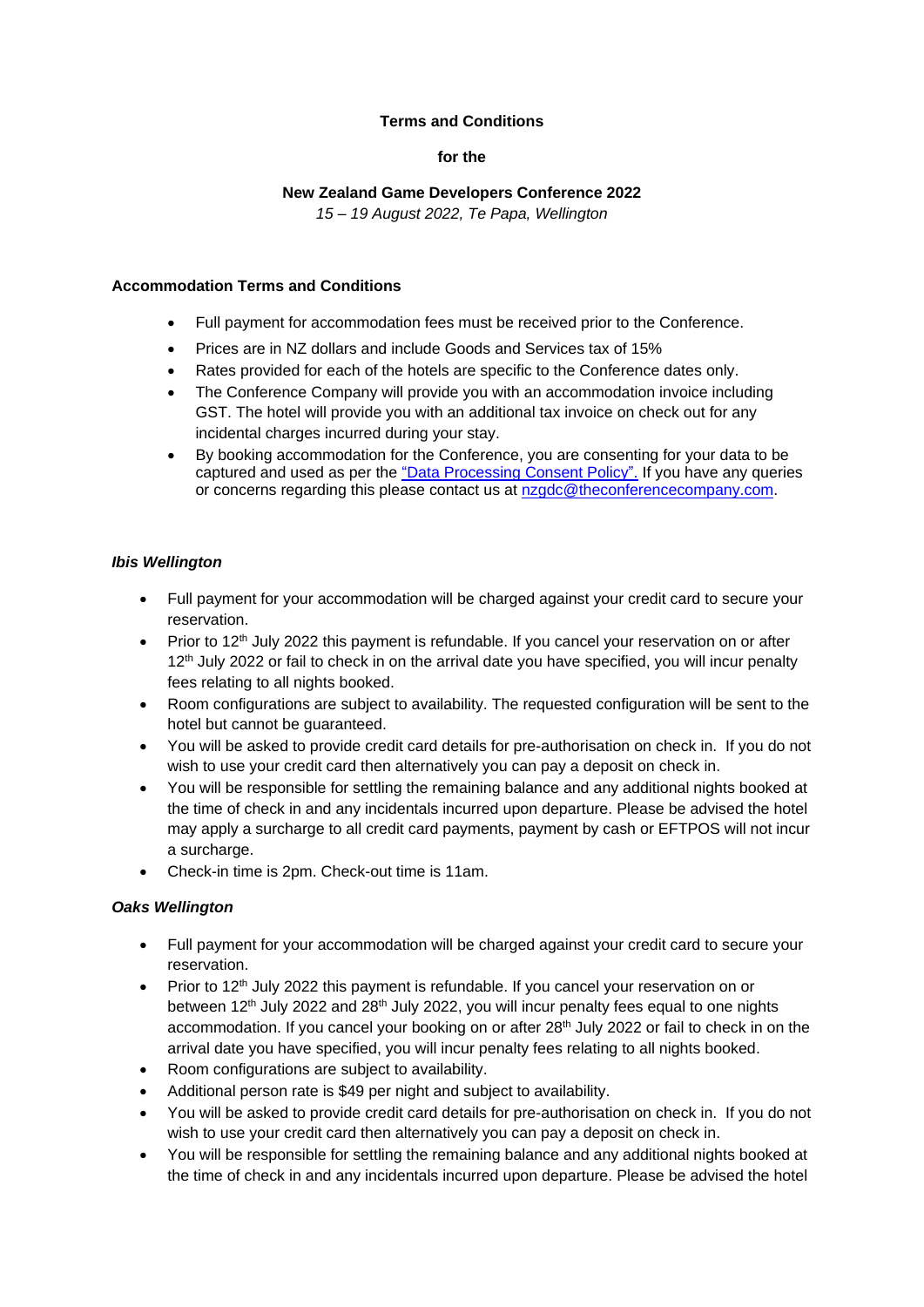**Terms and Conditions**

**for the**

**New Zealand Game Developers Conference 2022**

*15 – 19 August 2022, Te Papa, Wellington*

## Accommodation Terms and Conditions

- Full payment for accommodation fees must be received prior to the Conference.
- Prices are in NZ dollars and include Goods and Services tax of 15%
- Rates provided for each of the hotels are specific to the Conference dates only.
- The Conference Company will provide you with an accommodation invoice including GST. The hotel will provide you with an additional tax invoice on check out for any incidental charges incurred during your stay.
- By booking accommodation for the Conference, you are consenting for your data to be captured and used as per the "Data Processing Consent Policy". If you have any queries or concerns regarding this please contact us at nzgdc@theconferencecompany.com.

### *Ibis Wellington*

- Full payment for your accommodation will be charged against your credit card to secure your reservation.
- Prior to 12th July 2022 this payment is refundable. If you cancel your reservation on or after 12th July 2022 or fail to check in on the arrival date you have specified, you will incur penalty fees relating to all nights booked.
- Room configurations are subject to availability. The requested configuration will be sent to the hotel but cannot be guaranteed.
- You will be asked to provide credit card details for pre-authorisation on check in. If you do not wish to use your credit card then alternatively you can pay a deposit on check in.
- You will be responsible for settling the remaining balance and any additional nights booked at the time of check in and any incidentals incurred upon departure. Please be advised the hotel may apply a surcharge to all credit card payments, payment by cash or EFTPOS will not incur a surcharge.
- Check-in time is 2pm. Check-out time is 11am.

### *Oaks Wellington*

- Full payment for your accommodation will be charged against your credit card to secure your reservation.
- Prior to 12th July 2022 this payment is refundable. If you cancel your reservation on or between 12th July 2022 and 28th July 2022, you will incur penalty fees equal to one nights accommodation. If you cancel your booking on or after 28th July 2022 or fail to check in on the arrival date you have specified, you will incur penalty fees relating to all nights booked.
- Room configurations are subject to availability.
- Additional person rate is $49 per night and subject to availability.
- You will be asked to provide credit card details for pre-authorisation on check in. If you do not wish to use your credit card then alternatively you can pay a deposit on check in.
- You will be responsible for settling the remaining balance and any additional nights booked at the time of check in and any incidentals incurred upon departure. Please be advised the hotel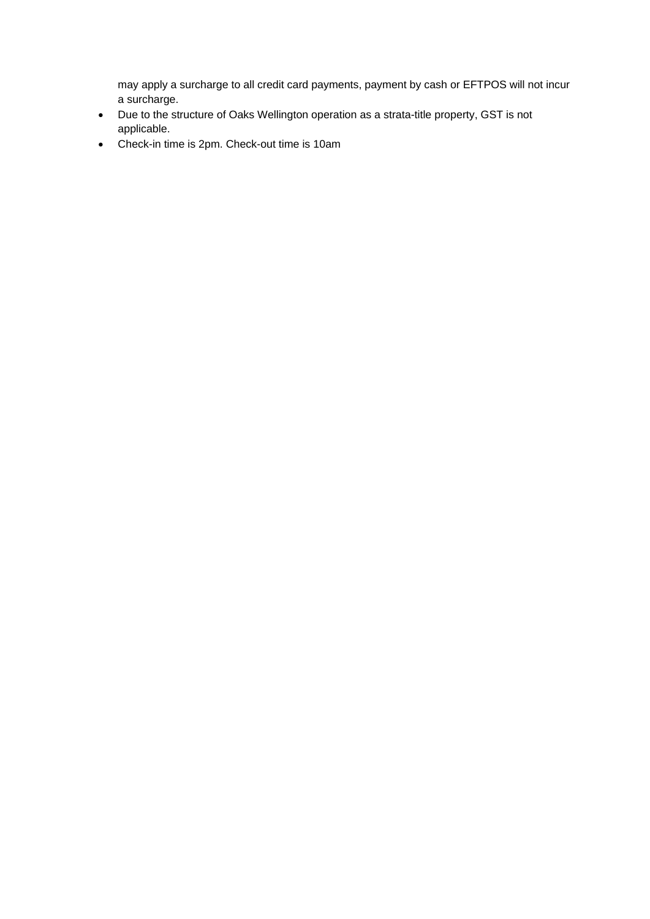may apply a surcharge to all credit card payments, payment by cash or EFTPOS will not incur a surcharge.

- Due to the structure of Oaks Wellington operation as a strata-title property, GST is not applicable.
- Check-in time is 2pm. Check-out time is 10am